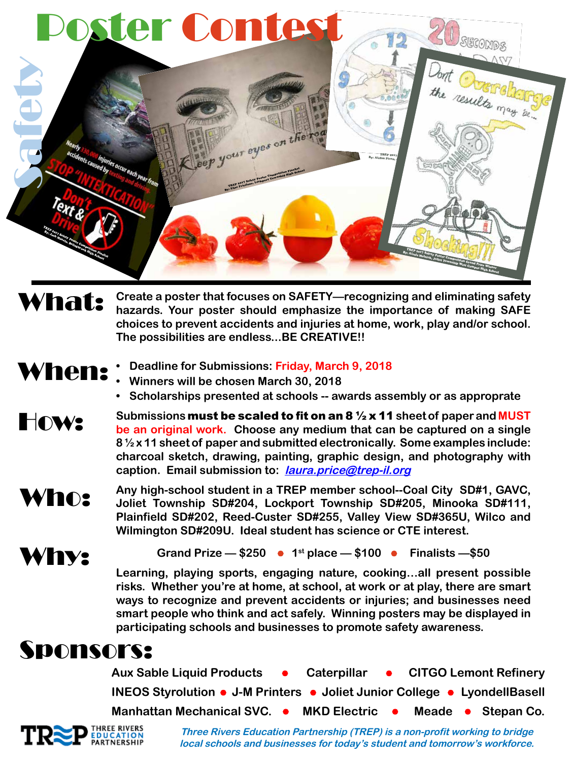# Safety Poster Contest

**What:** Create a poster that focuses on SAFETY—recognizing and eliminating safety hazards. Your poster should emphasize the importance of making SAFE choices to prevent accidents and injuries at home, work, play and/or school. The possibilities are endless...BE CREATIVE!!

**When:**

- Deadline for Submissions: Friday, March 9, 2018
- Winners will be chosen March 30, 2018
- Scholarships presented at schools -- awards assembly or as approprate

**How:** Submissions **must be scaled to fit on an 8 ½ x 11** sheet of paper and MUST be an original work. Choose any medium that can be captured on a single 8 ½ x 11 sheet of paper and submitted electronically. Some examples include: charcoal sketch, drawing, painting, graphic design, and photography with caption. Email submission to: *laura.price@trep-il.org*

**Who:** Any high-school student in a TREP member school--Coal City SD#1, GAVC, Joliet Township SD#204, Lockport Township SD#205, Minooka SD#111, Plainfield SD#202, Reed-Custer SD#255, Valley View SD#365U, Wilco and Wilmington SD#209U. Ideal student has science or CTE interest.

**Why:** Grand Prize — $250 • 1st place — $100 • Finalists —$50

Learning, playing sports, engaging nature, cooking...all present possible risks. Whether you're at home, at school, at work or at play, there are smart ways to recognize and prevent accidents or injuries; and businesses need smart people who think and act safely. Winning posters may be displayed in participating schools and businesses to promote safety awareness.

## Sponsors:

Aux Sable Liquid Products • Caterpillar • CITGO Lemont Refinery
INEOS Styrolution • J-M Printers • Joliet Junior College • LyondellBasell
Manhattan Mechanical SVC. • MKD Electric • Meade • Stepan Co.

TREP THREE RIVERS EDUCATION PARTNERSHIP

*Three Rivers Education Partnership (TREP) is a non-profit working to bridge local schools and businesses for today's student and tomorrow's workforce.*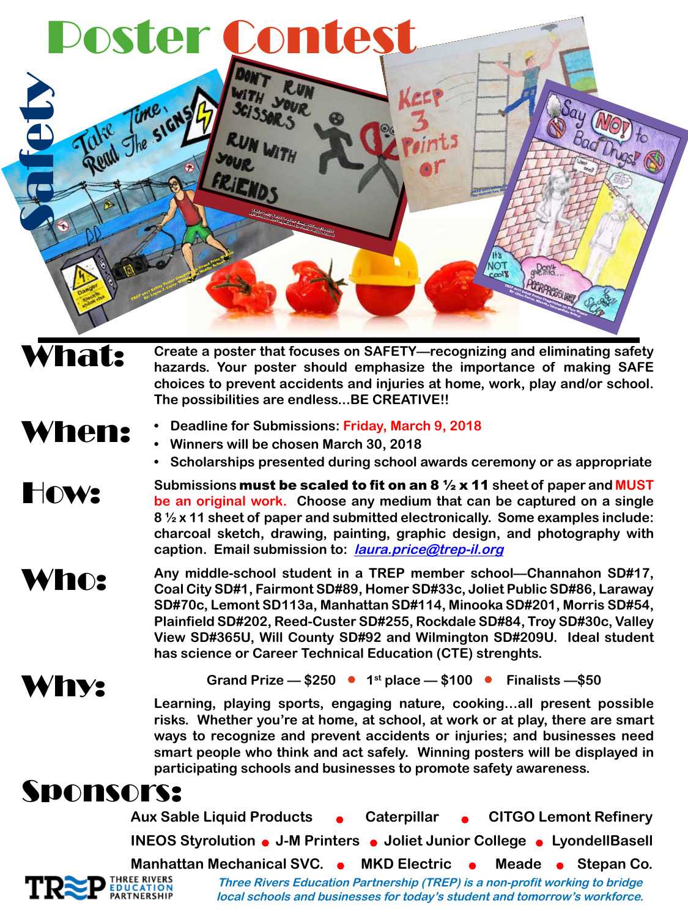# Safety Poster Contest

## What:

Create a poster that focuses on SAFETY—recognizing and eliminating safety hazards. Your poster should emphasize the importance of making SAFE choices to prevent accidents and injuries at home, work, play and/or school. The possibilities are endless...BE CREATIVE!!

## When:

- Deadline for Submissions: Friday, March 9, 2018
- Winners will be chosen March 30, 2018
- Scholarships presented during school awards ceremony or as appropriate

## How:

Submissions **must be scaled to fit on an 8 ½ x 11** sheet of paper and MUST be an original work. Choose any medium that can be captured on a single 8 ½ x 11 sheet of paper and submitted electronically. Some examples include: charcoal sketch, drawing, painting, graphic design, and photography with caption. Email submission to: *laura.price@trep-il.org*

## Who:

Any middle-school student in a TREP member school—Channahon SD#17, Coal City SD#1, Fairmont SD#89, Homer SD#33c, Joliet Public SD#86, Laraway SD#70c, Lemont SD113a, Manhattan SD#114, Minooka SD#201, Morris SD#54, Plainfield SD#202, Reed-Custer SD#255, Rockdale SD#84, Troy SD#30c, Valley View SD#365U, Will County SD#92 and Wilmington SD#209U. Ideal student has science or Career Technical Education (CTE) strenghts.

## Why:

Grand Prize — $250 • 1st place — $100 • Finalists —$50

Learning, playing sports, engaging nature, cooking...all present possible risks. Whether you're at home, at school, at work or at play, there are smart ways to recognize and prevent accidents or injuries; and businesses need smart people who think and act safely. Winning posters will be displayed in participating schools and businesses to promote safety awareness.

## Sponsors:

Aux Sable Liquid Products • Caterpillar • CITGO Lemont Refinery
INEOS Styrolution • J-M Printers • Joliet Junior College • LyondellBasell
Manhattan Mechanical SVC. • MKD Electric • Meade • Stepan Co.

TREP Three Rivers Education Partnership

*Three Rivers Education Partnership (TREP) is a non-profit working to bridge local schools and businesses for today's student and tomorrow's workforce.*